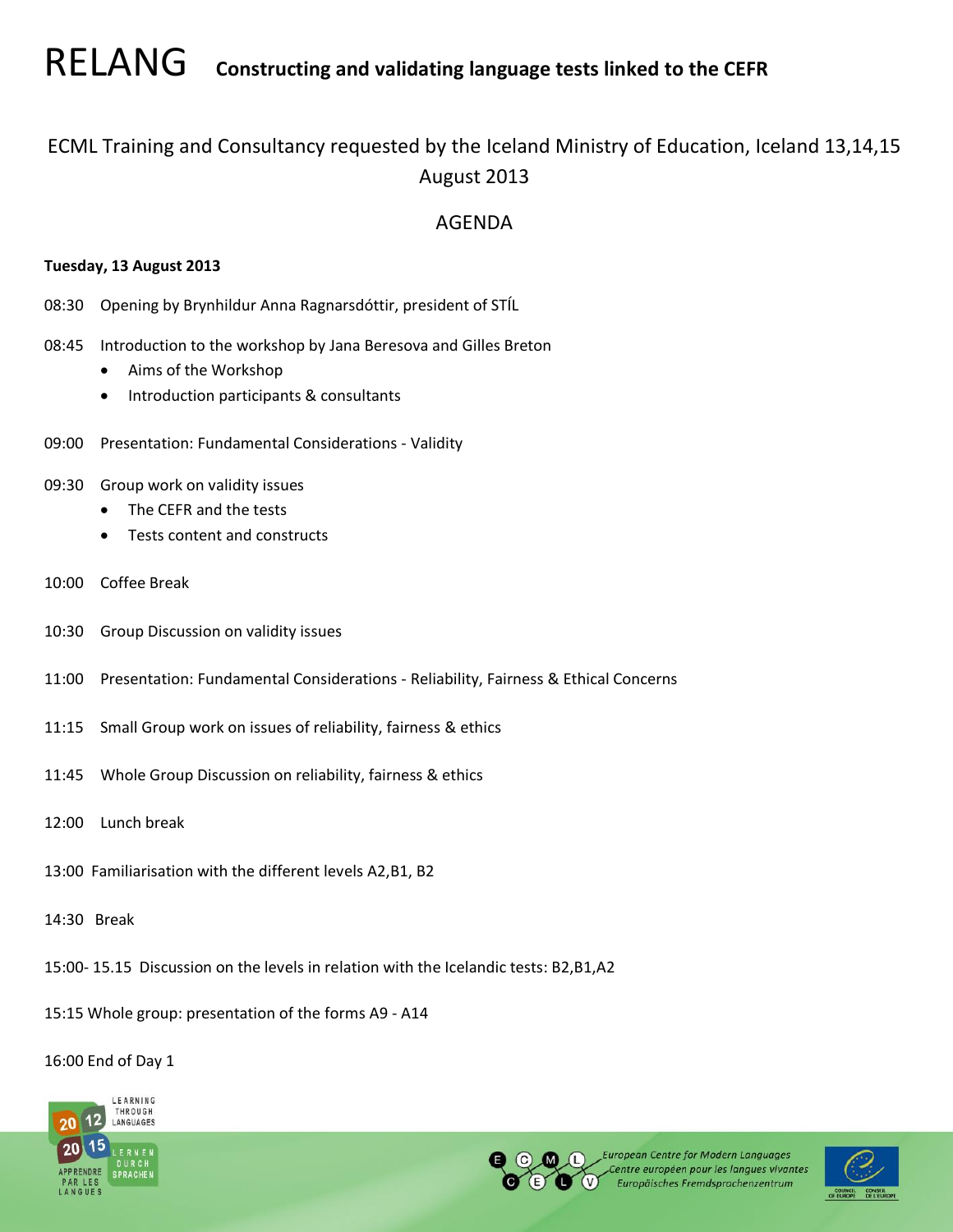# RELANG Constructing and validating language tests linked to the CEFR

ECML Training and Consultancy requested by the Iceland Ministry of Education, Iceland 13,14,15 August 2013

AGENDA

**Tuesday, 13 August 2013**

08:30 Opening by Brynhildur Anna Ragnarsdóttir, president of STÍL

08:45 Introduction to the workshop by Jana Beresova and Gilles Breton

- Aims of the Workshop
- Introduction participants & consultants

09:00 Presentation: Fundamental Considerations - Validity

09:30 Group work on validity issues

- The CEFR and the tests
- Tests content and constructs

10:00 Coffee Break

10:30 Group Discussion on validity issues

11:00 Presentation: Fundamental Considerations - Reliability, Fairness & Ethical Concerns

11:15 Small Group work on issues of reliability, fairness & ethics

11:45 Whole Group Discussion on reliability, fairness & ethics

12:00 Lunch break

13:00 Familiarisation with the different levels A2,B1, B2

14:30 Break

15:00- 15.15 Discussion on the levels in relation with the Icelandic tests: B2,B1,A2

15:15 Whole group: presentation of the forms A9 - A14

16:00 End of Day 1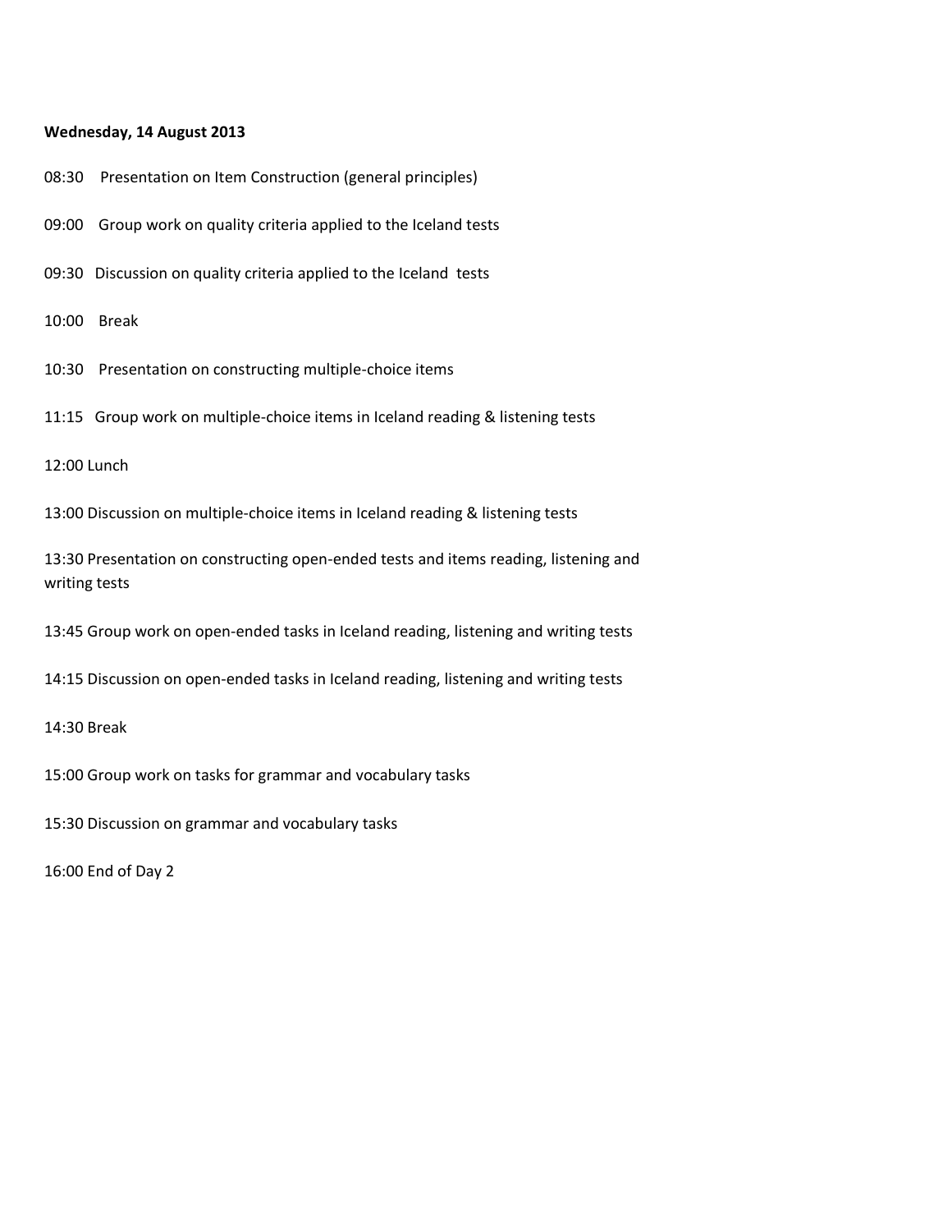**Wednesday, 14 August 2013**

08:30 Presentation on Item Construction (general principles)

09:00 Group work on quality criteria applied to the Iceland tests

09:30 Discussion on quality criteria applied to the Iceland tests

10:00 Break

10:30 Presentation on constructing multiple-choice items

11:15 Group work on multiple-choice items in Iceland reading & listening tests

12:00 Lunch

13:00 Discussion on multiple-choice items in Iceland reading & listening tests

13:30 Presentation on constructing open-ended tests and items reading, listening and writing tests

13:45 Group work on open-ended tasks in Iceland reading, listening and writing tests

14:15 Discussion on open-ended tasks in Iceland reading, listening and writing tests

14:30 Break

15:00 Group work on tasks for grammar and vocabulary tasks

15:30 Discussion on grammar and vocabulary tasks

16:00 End of Day 2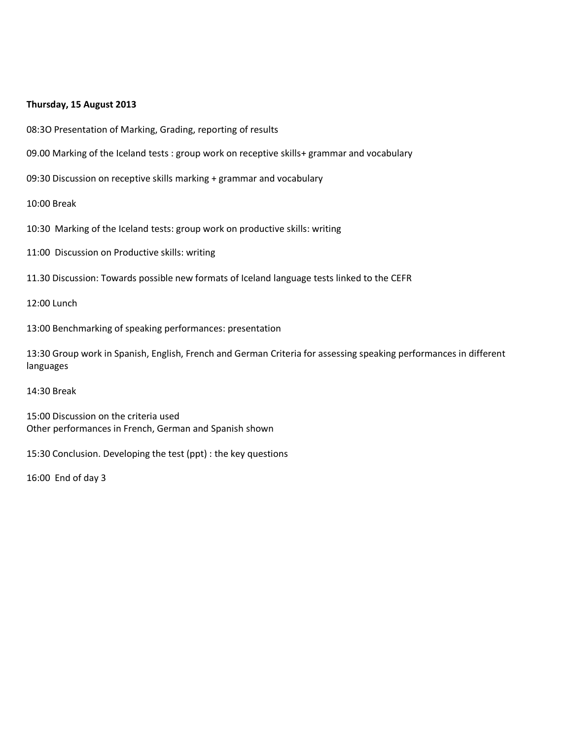**Thursday, 15 August 2013**

08:3O Presentation of Marking, Grading, reporting of results

09.00 Marking of the Iceland tests : group work on receptive skills+ grammar and vocabulary

09:30 Discussion on receptive skills marking + grammar and vocabulary

10:00 Break

10:30 Marking of the Iceland tests: group work on productive skills: writing

11:00 Discussion on Productive skills: writing

11.30 Discussion: Towards possible new formats of Iceland language tests linked to the CEFR

12:00 Lunch

13:00 Benchmarking of speaking performances: presentation

13:30 Group work in Spanish, English, French and German Criteria for assessing speaking performances in different languages

14:30 Break

15:00 Discussion on the criteria used
Other performances in French, German and Spanish shown

15:30 Conclusion. Developing the test (ppt) : the key questions

16:00 End of day 3